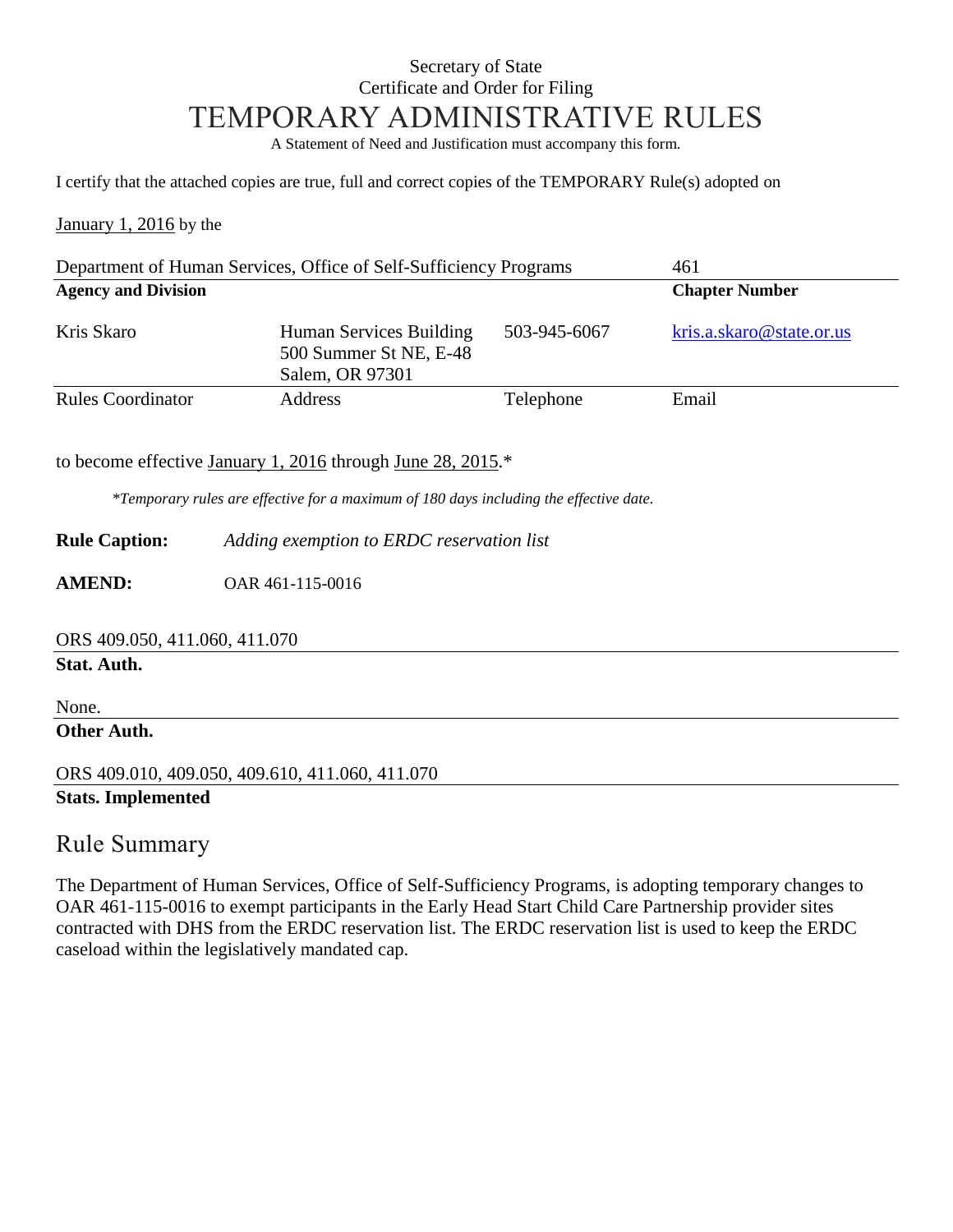Secretary of State

Certificate and Order for Filing

# TEMPORARY ADMINISTRATIVE RULES

A Statement of Need and Justification must accompany this form.

I certify that the attached copies are true, full and correct copies of the TEMPORARY Rule(s) adopted on

January 1, 2016 by the

| Department of Human Services, Office of Self-Sufficiency Programs | 461 |
|---|---|
| **Agency and Division** | **Chapter Number** |

| Kris Skaro | Human Services Building 500 Summer St NE, E-48 Salem, OR 97301 | 503-945-6067 | kris.a.skaro@state.or.us |
|---|---|---|---|
| Rules Coordinator | Address | Telephone | Email |

to become effective January 1, 2016 through June 28, 2015.*

*\*Temporary rules are effective for a maximum of 180 days including the effective date.*

**Rule Caption:** *Adding exemption to ERDC reservation list*

**AMEND:** OAR 461-115-0016

ORS 409.050, 411.060, 411.070

**Stat. Auth.**

None.

**Other Auth.**

ORS 409.010, 409.050, 409.610, 411.060, 411.070

**Stats. Implemented**

## Rule Summary

The Department of Human Services, Office of Self-Sufficiency Programs, is adopting temporary changes to OAR 461-115-0016 to exempt participants in the Early Head Start Child Care Partnership provider sites contracted with DHS from the ERDC reservation list. The ERDC reservation list is used to keep the ERDC caseload within the legislatively mandated cap.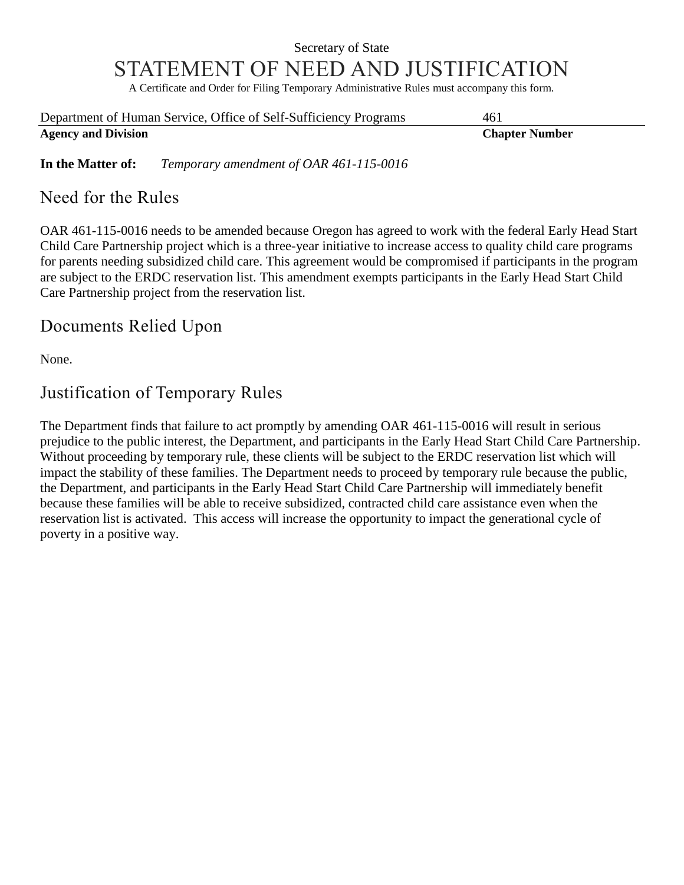Secretary of State

# STATEMENT OF NEED AND JUSTIFICATION

A Certificate and Order for Filing Temporary Administrative Rules must accompany this form.

| Department of Human Service, Office of Self-Sufficiency Programs | 461 |
|---|---|
| **Agency and Division** | **Chapter Number** |

**In the Matter of:** *Temporary amendment of OAR 461-115-0016*

## Need for the Rules

OAR 461-115-0016 needs to be amended because Oregon has agreed to work with the federal Early Head Start Child Care Partnership project which is a three-year initiative to increase access to quality child care programs for parents needing subsidized child care. This agreement would be compromised if participants in the program are subject to the ERDC reservation list. This amendment exempts participants in the Early Head Start Child Care Partnership project from the reservation list.

## Documents Relied Upon

None.

## Justification of Temporary Rules

The Department finds that failure to act promptly by amending OAR 461-115-0016 will result in serious prejudice to the public interest, the Department, and participants in the Early Head Start Child Care Partnership. Without proceeding by temporary rule, these clients will be subject to the ERDC reservation list which will impact the stability of these families. The Department needs to proceed by temporary rule because the public, the Department, and participants in the Early Head Start Child Care Partnership will immediately benefit because these families will be able to receive subsidized, contracted child care assistance even when the reservation list is activated. This access will increase the opportunity to impact the generational cycle of poverty in a positive way.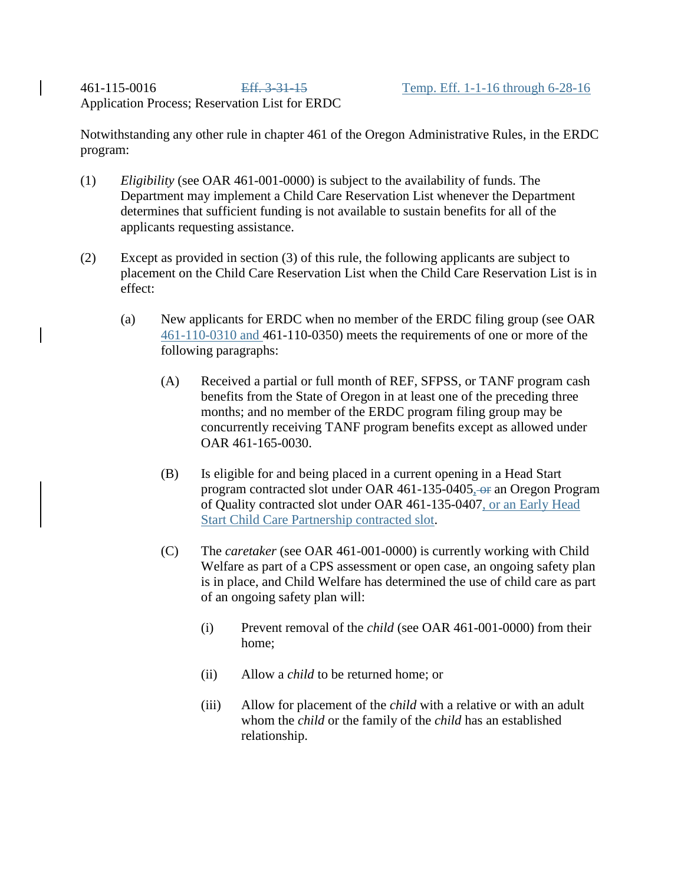461-115-0016 ~~Eff. 3-31-15~~ Temp. Eff. 1-1-16 through 6-28-16

Application Process; Reservation List for ERDC

Notwithstanding any other rule in chapter 461 of the Oregon Administrative Rules, in the ERDC program:

(1) *Eligibility* (see OAR 461-001-0000) is subject to the availability of funds. The Department may implement a Child Care Reservation List whenever the Department determines that sufficient funding is not available to sustain benefits for all of the applicants requesting assistance.

(2) Except as provided in section (3) of this rule, the following applicants are subject to placement on the Child Care Reservation List when the Child Care Reservation List is in effect:

(a) New applicants for ERDC when no member of the ERDC filing group (see OAR 461-110-0310 and 461-110-0350) meets the requirements of one or more of the following paragraphs:

(A) Received a partial or full month of REF, SFPSS, or TANF program cash benefits from the State of Oregon in at least one of the preceding three months; and no member of the ERDC program filing group may be concurrently receiving TANF program benefits except as allowed under OAR 461-165-0030.

(B) Is eligible for and being placed in a current opening in a Head Start program contracted slot under OAR 461-135-0405, ~~or~~ an Oregon Program of Quality contracted slot under OAR 461-135-0407, or an Early Head Start Child Care Partnership contracted slot.

(C) The *caretaker* (see OAR 461-001-0000) is currently working with Child Welfare as part of a CPS assessment or open case, an ongoing safety plan is in place, and Child Welfare has determined the use of child care as part of an ongoing safety plan will:

(i) Prevent removal of the *child* (see OAR 461-001-0000) from their home;

(ii) Allow a *child* to be returned home; or

(iii) Allow for placement of the *child* with a relative or with an adult whom the *child* or the family of the *child* has an established relationship.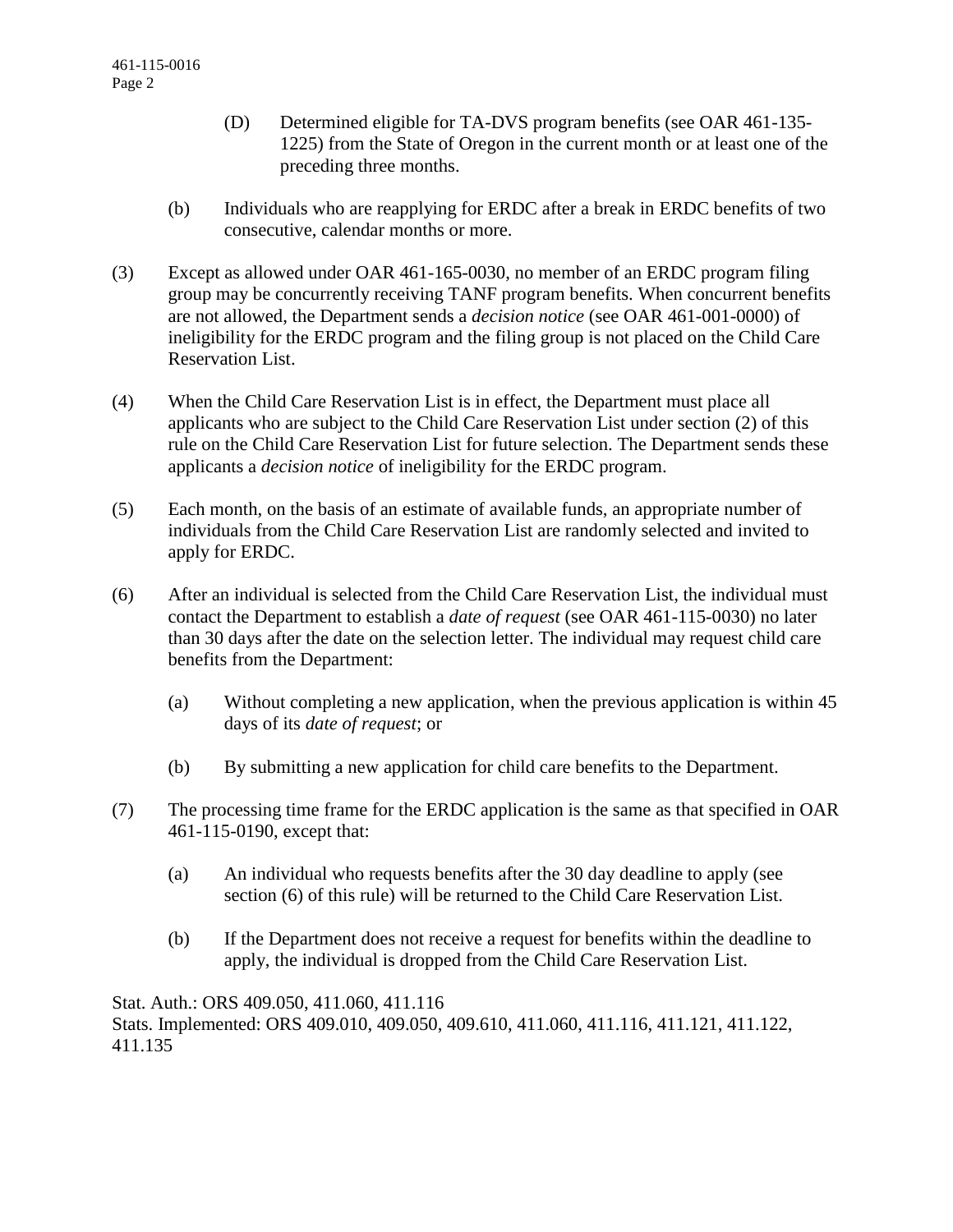(D) Determined eligible for TA-DVS program benefits (see OAR 461-135-1225) from the State of Oregon in the current month or at least one of the preceding three months.

(b) Individuals who are reapplying for ERDC after a break in ERDC benefits of two consecutive, calendar months or more.

(3) Except as allowed under OAR 461-165-0030, no member of an ERDC program filing group may be concurrently receiving TANF program benefits. When concurrent benefits are not allowed, the Department sends a *decision notice* (see OAR 461-001-0000) of ineligibility for the ERDC program and the filing group is not placed on the Child Care Reservation List.

(4) When the Child Care Reservation List is in effect, the Department must place all applicants who are subject to the Child Care Reservation List under section (2) of this rule on the Child Care Reservation List for future selection. The Department sends these applicants a *decision notice* of ineligibility for the ERDC program.

(5) Each month, on the basis of an estimate of available funds, an appropriate number of individuals from the Child Care Reservation List are randomly selected and invited to apply for ERDC.

(6) After an individual is selected from the Child Care Reservation List, the individual must contact the Department to establish a *date of request* (see OAR 461-115-0030) no later than 30 days after the date on the selection letter. The individual may request child care benefits from the Department:

(a) Without completing a new application, when the previous application is within 45 days of its *date of request*; or

(b) By submitting a new application for child care benefits to the Department.

(7) The processing time frame for the ERDC application is the same as that specified in OAR 461-115-0190, except that:

(a) An individual who requests benefits after the 30 day deadline to apply (see section (6) of this rule) will be returned to the Child Care Reservation List.

(b) If the Department does not receive a request for benefits within the deadline to apply, the individual is dropped from the Child Care Reservation List.

Stat. Auth.: ORS 409.050, 411.060, 411.116
Stats. Implemented: ORS 409.010, 409.050, 409.610, 411.060, 411.116, 411.121, 411.122, 411.135